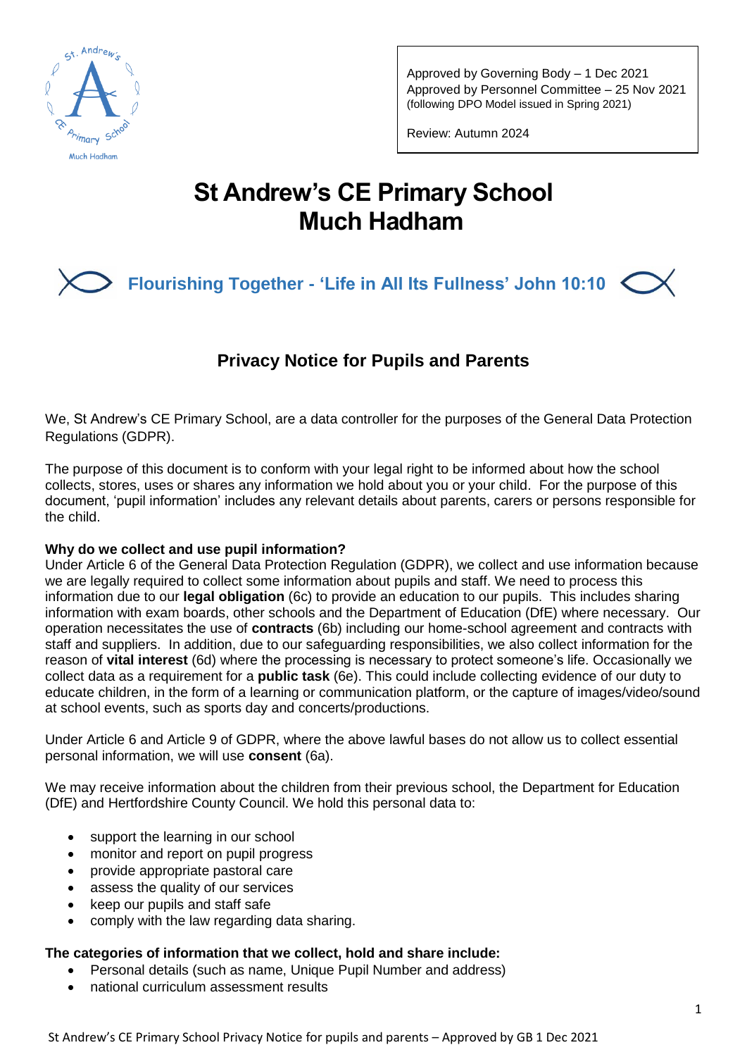Approved by Governing Body – 1 Dec 2021
Approved by Personnel Committee – 25 Nov 2021
(following DPO Model issued in Spring 2021)

Review: Autumn 2024

# St Andrew's CE Primary School
# Much Hadham

**Flourishing Together - 'Life in All Its Fullness' John 10:10**

## Privacy Notice for Pupils and Parents

We, St Andrew's CE Primary School, are a data controller for the purposes of the General Data Protection Regulations (GDPR).

The purpose of this document is to conform with your legal right to be informed about how the school collects, stores, uses or shares any information we hold about you or your child. For the purpose of this document, 'pupil information' includes any relevant details about parents, carers or persons responsible for the child.

**Why do we collect and use pupil information?**

Under Article 6 of the General Data Protection Regulation (GDPR), we collect and use information because we are legally required to collect some information about pupils and staff. We need to process this information due to our **legal obligation** (6c) to provide an education to our pupils. This includes sharing information with exam boards, other schools and the Department of Education (DfE) where necessary. Our operation necessitates the use of **contracts** (6b) including our home-school agreement and contracts with staff and suppliers. In addition, due to our safeguarding responsibilities, we also collect information for the reason of **vital interest** (6d) where the processing is necessary to protect someone's life. Occasionally we collect data as a requirement for a **public task** (6e). This could include collecting evidence of our duty to educate children, in the form of a learning or communication platform, or the capture of images/video/sound at school events, such as sports day and concerts/productions.

Under Article 6 and Article 9 of GDPR, where the above lawful bases do not allow us to collect essential personal information, we will use **consent** (6a).

We may receive information about the children from their previous school, the Department for Education (DfE) and Hertfordshire County Council. We hold this personal data to:

- support the learning in our school
- monitor and report on pupil progress
- provide appropriate pastoral care
- assess the quality of our services
- keep our pupils and staff safe
- comply with the law regarding data sharing.

**The categories of information that we collect, hold and share include:**

- Personal details (such as name, Unique Pupil Number and address)
- national curriculum assessment results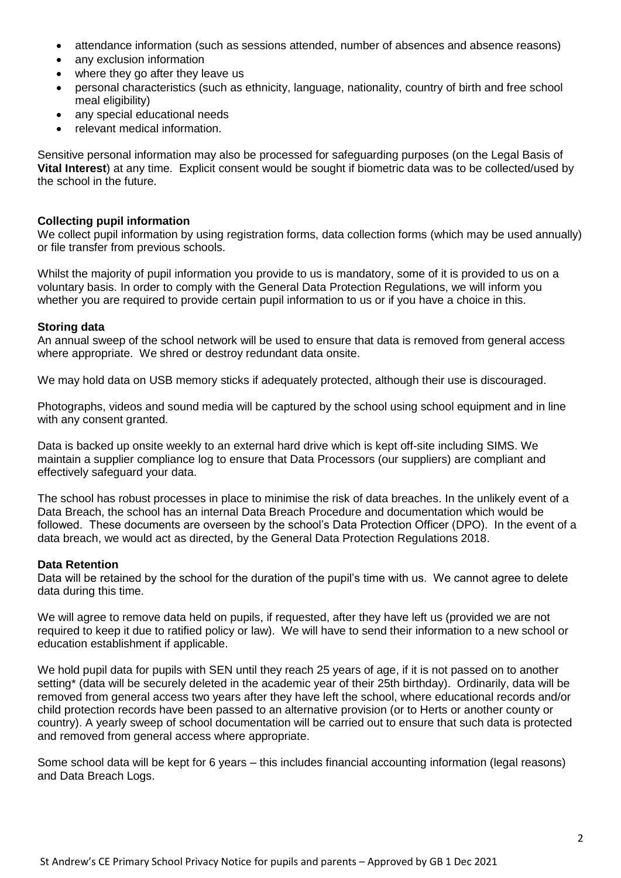- attendance information (such as sessions attended, number of absences and absence reasons)
- any exclusion information
- where they go after they leave us
- personal characteristics (such as ethnicity, language, nationality, country of birth and free school meal eligibility)
- any special educational needs
- relevant medical information.

Sensitive personal information may also be processed for safeguarding purposes (on the Legal Basis of **Vital Interest**) at any time. Explicit consent would be sought if biometric data was to be collected/used by the school in the future.

**Collecting pupil information**

We collect pupil information by using registration forms, data collection forms (which may be used annually) or file transfer from previous schools.

Whilst the majority of pupil information you provide to us is mandatory, some of it is provided to us on a voluntary basis. In order to comply with the General Data Protection Regulations, we will inform you whether you are required to provide certain pupil information to us or if you have a choice in this.

**Storing data**

An annual sweep of the school network will be used to ensure that data is removed from general access where appropriate. We shred or destroy redundant data onsite.

We may hold data on USB memory sticks if adequately protected, although their use is discouraged.

Photographs, videos and sound media will be captured by the school using school equipment and in line with any consent granted.

Data is backed up onsite weekly to an external hard drive which is kept off-site including SIMS. We maintain a supplier compliance log to ensure that Data Processors (our suppliers) are compliant and effectively safeguard your data.

The school has robust processes in place to minimise the risk of data breaches. In the unlikely event of a Data Breach, the school has an internal Data Breach Procedure and documentation which would be followed. These documents are overseen by the school's Data Protection Officer (DPO). In the event of a data breach, we would act as directed, by the General Data Protection Regulations 2018.

**Data Retention**

Data will be retained by the school for the duration of the pupil's time with us. We cannot agree to delete data during this time.

We will agree to remove data held on pupils, if requested, after they have left us (provided we are not required to keep it due to ratified policy or law). We will have to send their information to a new school or education establishment if applicable.

We hold pupil data for pupils with SEN until they reach 25 years of age, if it is not passed on to another setting* (data will be securely deleted in the academic year of their 25th birthday). Ordinarily, data will be removed from general access two years after they have left the school, where educational records and/or child protection records have been passed to an alternative provision (or to Herts or another county or country). A yearly sweep of school documentation will be carried out to ensure that such data is protected and removed from general access where appropriate.

Some school data will be kept for 6 years – this includes financial accounting information (legal reasons) and Data Breach Logs.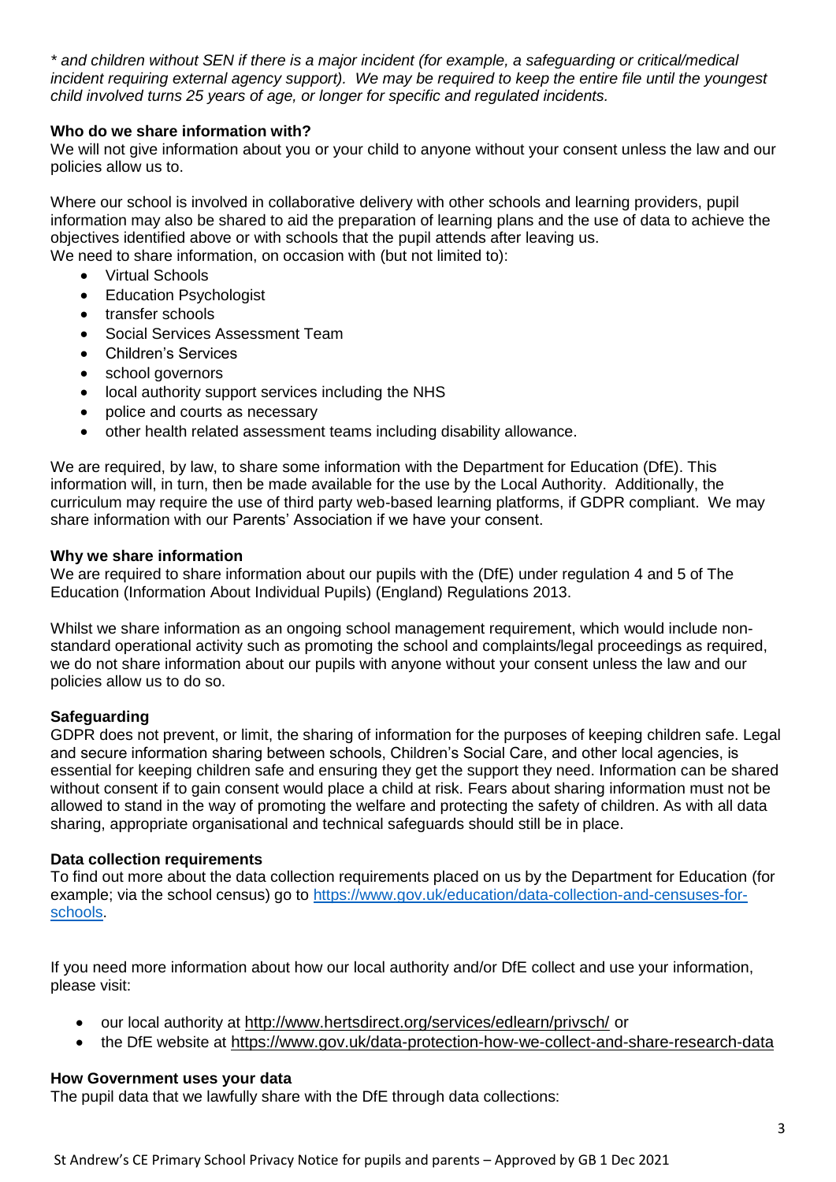*\* and children without SEN if there is a major incident (for example, a safeguarding or critical/medical incident requiring external agency support). We may be required to keep the entire file until the youngest child involved turns 25 years of age, or longer for specific and regulated incidents.*

**Who do we share information with?**

We will not give information about you or your child to anyone without your consent unless the law and our policies allow us to.

Where our school is involved in collaborative delivery with other schools and learning providers, pupil information may also be shared to aid the preparation of learning plans and the use of data to achieve the objectives identified above or with schools that the pupil attends after leaving us.
We need to share information, on occasion with (but not limited to):

- Virtual Schools
- Education Psychologist
- transfer schools
- Social Services Assessment Team
- Children's Services
- school governors
- local authority support services including the NHS
- police and courts as necessary
- other health related assessment teams including disability allowance.

We are required, by law, to share some information with the Department for Education (DfE). This information will, in turn, then be made available for the use by the Local Authority. Additionally, the curriculum may require the use of third party web-based learning platforms, if GDPR compliant. We may share information with our Parents' Association if we have your consent.

**Why we share information**

We are required to share information about our pupils with the (DfE) under regulation 4 and 5 of The Education (Information About Individual Pupils) (England) Regulations 2013.

Whilst we share information as an ongoing school management requirement, which would include non-standard operational activity such as promoting the school and complaints/legal proceedings as required, we do not share information about our pupils with anyone without your consent unless the law and our policies allow us to do so.

**Safeguarding**

GDPR does not prevent, or limit, the sharing of information for the purposes of keeping children safe. Legal and secure information sharing between schools, Children's Social Care, and other local agencies, is essential for keeping children safe and ensuring they get the support they need. Information can be shared without consent if to gain consent would place a child at risk. Fears about sharing information must not be allowed to stand in the way of promoting the welfare and protecting the safety of children. As with all data sharing, appropriate organisational and technical safeguards should still be in place.

**Data collection requirements**

To find out more about the data collection requirements placed on us by the Department for Education (for example; via the school census) go to [https://www.gov.uk/education/data-collection-and-censuses-for-schools](https://www.gov.uk/education/data-collection-and-censuses-for-schools).

If you need more information about how our local authority and/or DfE collect and use your information, please visit:

- our local authority at http://www.hertsdirect.org/services/edlearn/privsch/ or
- the DfE website at https://www.gov.uk/data-protection-how-we-collect-and-share-research-data

**How Government uses your data**

The pupil data that we lawfully share with the DfE through data collections: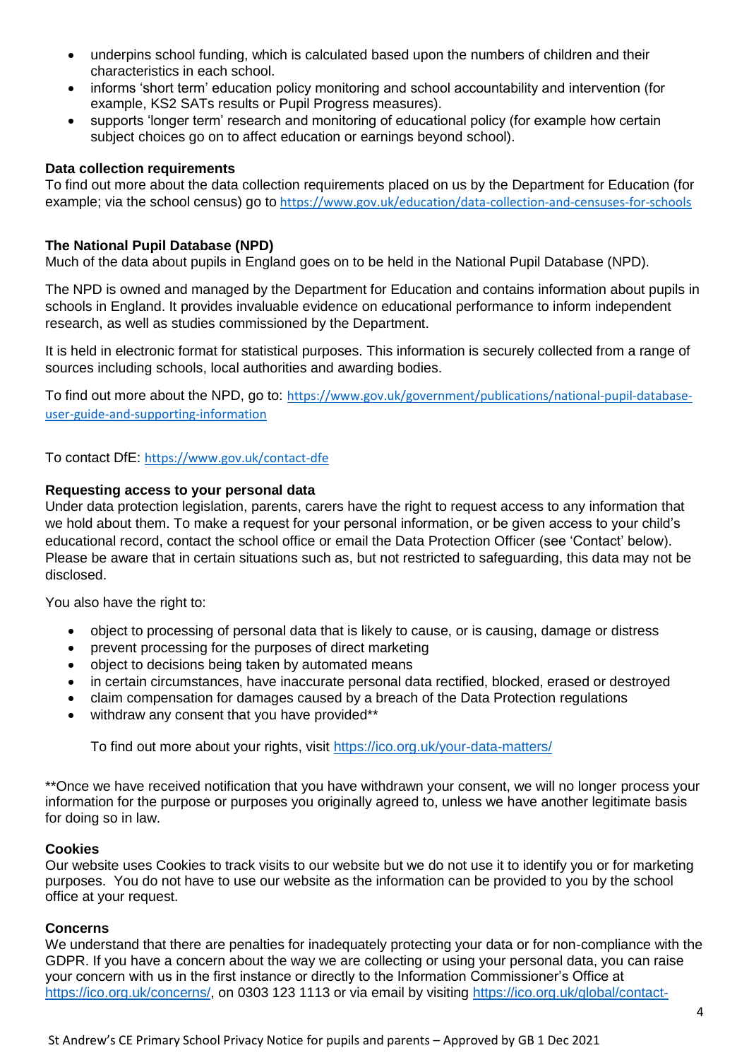- underpins school funding, which is calculated based upon the numbers of children and their characteristics in each school.
- informs 'short term' education policy monitoring and school accountability and intervention (for example, KS2 SATs results or Pupil Progress measures).
- supports 'longer term' research and monitoring of educational policy (for example how certain subject choices go on to affect education or earnings beyond school).

**Data collection requirements**

To find out more about the data collection requirements placed on us by the Department for Education (for example; via the school census) go to https://www.gov.uk/education/data-collection-and-censuses-for-schools

**The National Pupil Database (NPD)**

Much of the data about pupils in England goes on to be held in the National Pupil Database (NPD).

The NPD is owned and managed by the Department for Education and contains information about pupils in schools in England. It provides invaluable evidence on educational performance to inform independent research, as well as studies commissioned by the Department.

It is held in electronic format for statistical purposes. This information is securely collected from a range of sources including schools, local authorities and awarding bodies.

To find out more about the NPD, go to: https://www.gov.uk/government/publications/national-pupil-database-user-guide-and-supporting-information

To contact DfE: https://www.gov.uk/contact-dfe

**Requesting access to your personal data**

Under data protection legislation, parents, carers have the right to request access to any information that we hold about them. To make a request for your personal information, or be given access to your child's educational record, contact the school office or email the Data Protection Officer (see 'Contact' below). Please be aware that in certain situations such as, but not restricted to safeguarding, this data may not be disclosed.

You also have the right to:

- object to processing of personal data that is likely to cause, or is causing, damage or distress
- prevent processing for the purposes of direct marketing
- object to decisions being taken by automated means
- in certain circumstances, have inaccurate personal data rectified, blocked, erased or destroyed
- claim compensation for damages caused by a breach of the Data Protection regulations
- withdraw any consent that you have provided**

To find out more about your rights, visit https://ico.org.uk/your-data-matters/

**Once we have received notification that you have withdrawn your consent, we will no longer process your information for the purpose or purposes you originally agreed to, unless we have another legitimate basis for doing so in law.

**Cookies**

Our website uses Cookies to track visits to our website but we do not use it to identify you or for marketing purposes. You do not have to use our website as the information can be provided to you by the school office at your request.

**Concerns**

We understand that there are penalties for inadequately protecting your data or for non-compliance with the GDPR. If you have a concern about the way we are collecting or using your personal data, you can raise your concern with us in the first instance or directly to the Information Commissioner's Office at https://ico.org.uk/concerns/, on 0303 123 1113 or via email by visiting https://ico.org.uk/global/contact-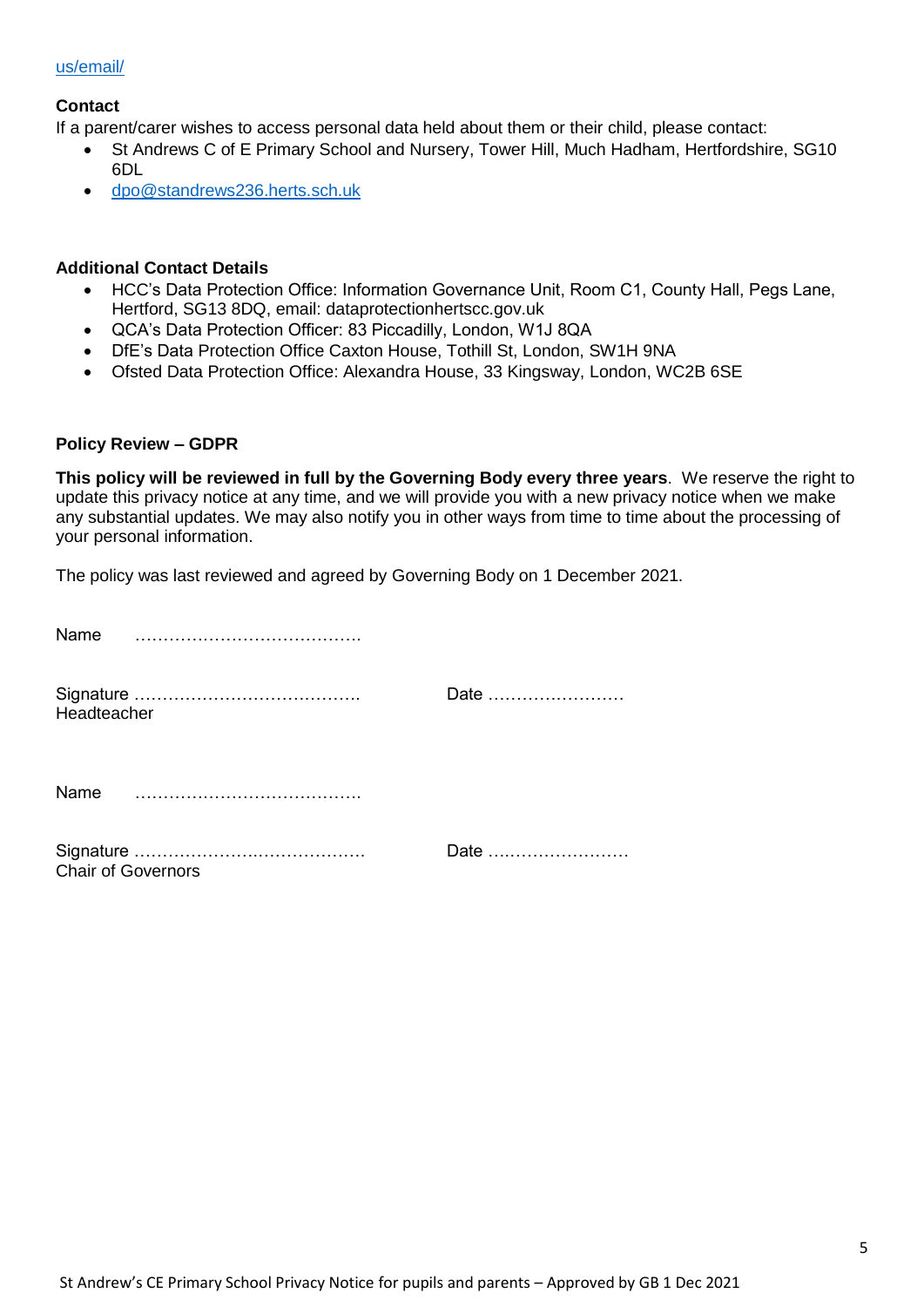us/email/

**Contact**

If a parent/carer wishes to access personal data held about them or their child, please contact:

- St Andrews C of E Primary School and Nursery, Tower Hill, Much Hadham, Hertfordshire, SG10 6DL
- dpo@standrews236.herts.sch.uk

**Additional Contact Details**

- HCC's Data Protection Office: Information Governance Unit, Room C1, County Hall, Pegs Lane, Hertford, SG13 8DQ, email: dataprotectionhertscc.gov.uk
- QCA's Data Protection Officer: 83 Piccadilly, London, W1J 8QA
- DfE's Data Protection Office Caxton House, Tothill St, London, SW1H 9NA
- Ofsted Data Protection Office: Alexandra House, 33 Kingsway, London, WC2B 6SE

**Policy Review – GDPR**

**This policy will be reviewed in full by the Governing Body every three years**. We reserve the right to update this privacy notice at any time, and we will provide you with a new privacy notice when we make any substantial updates. We may also notify you in other ways from time to time about the processing of your personal information.

The policy was last reviewed and agreed by Governing Body on 1 December 2021.

Name …………………………………

Signature ………………………………… Date ……………………
Headteacher

Name …………………………………

Signature ………………………………… Date ……………………
Chair of Governors